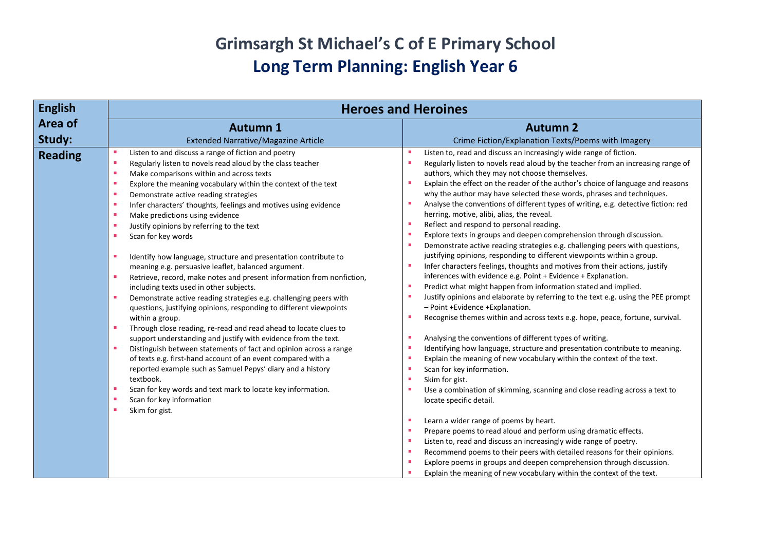# Grimsargh St Michael's C of E Primary School

## Long Term Planning: English Year 6

| English Area of Study: | Heroes and Heroines | |
|---|---|---|
| | **Autumn 1**<br>Extended Narrative/Magazine Article | **Autumn 2**<br>Crime Fiction/Explanation Texts/Poems with Imagery |
| **Reading** | ▪ Listen to and discuss a range of fiction and poetry<br>▪ Regularly listen to novels read aloud by the class teacher<br>▪ Make comparisons within and across texts<br>▪ Explore the meaning vocabulary within the context of the text<br>▪ Demonstrate active reading strategies<br>▪ Infer characters' thoughts, feelings and motives using evidence<br>▪ Make predictions using evidence<br>▪ Justify opinions by referring to the text<br>▪ Scan for key words<br><br>▪ Identify how language, structure and presentation contribute to meaning e.g. persuasive leaflet, balanced argument.<br>▪ Retrieve, record, make notes and present information from nonfiction, including texts used in other subjects.<br>▪ Demonstrate active reading strategies e.g. challenging peers with questions, justifying opinions, responding to different viewpoints within a group.<br>▪ Through close reading, re-read and read ahead to locate clues to support understanding and justify with evidence from the text.<br>▪ Distinguish between statements of fact and opinion across a range of texts e.g. first-hand account of an event compared with a reported example such as Samuel Pepys' diary and a history textbook.<br>▪ Scan for key words and text mark to locate key information.<br>▪ Scan for key information<br>▪ Skim for gist. | ▪ Listen to, read and discuss an increasingly wide range of fiction.<br>▪ Regularly listen to novels read aloud by the teacher from an increasing range of authors, which they may not choose themselves.<br>▪ Explain the effect on the reader of the author's choice of language and reasons why the author may have selected these words, phrases and techniques.<br>▪ Analyse the conventions of different types of writing, e.g. detective fiction: red herring, motive, alibi, alias, the reveal.<br>▪ Reflect and respond to personal reading.<br>▪ Explore texts in groups and deepen comprehension through discussion.<br>▪ Demonstrate active reading strategies e.g. challenging peers with questions, justifying opinions, responding to different viewpoints within a group.<br>▪ Infer characters feelings, thoughts and motives from their actions, justify inferences with evidence e.g. Point + Evidence + Explanation.<br>▪ Predict what might happen from information stated and implied.<br>▪ Justify opinions and elaborate by referring to the text e.g. using the PEE prompt – Point +Evidence +Explanation.<br>▪ Recognise themes within and across texts e.g. hope, peace, fortune, survival.<br><br>▪ Analysing the conventions of different types of writing.<br>▪ Identifying how language, structure and presentation contribute to meaning.<br>▪ Explain the meaning of new vocabulary within the context of the text.<br>▪ Scan for key information.<br>▪ Skim for gist.<br>▪ Use a combination of skimming, scanning and close reading across a text to locate specific detail.<br><br>▪ Learn a wider range of poems by heart.<br>▪ Prepare poems to read aloud and perform using dramatic effects.<br>▪ Listen to, read and discuss an increasingly wide range of poetry.<br>▪ Recommend poems to their peers with detailed reasons for their opinions.<br>▪ Explore poems in groups and deepen comprehension through discussion.<br>▪ Explain the meaning of new vocabulary within the context of the text. |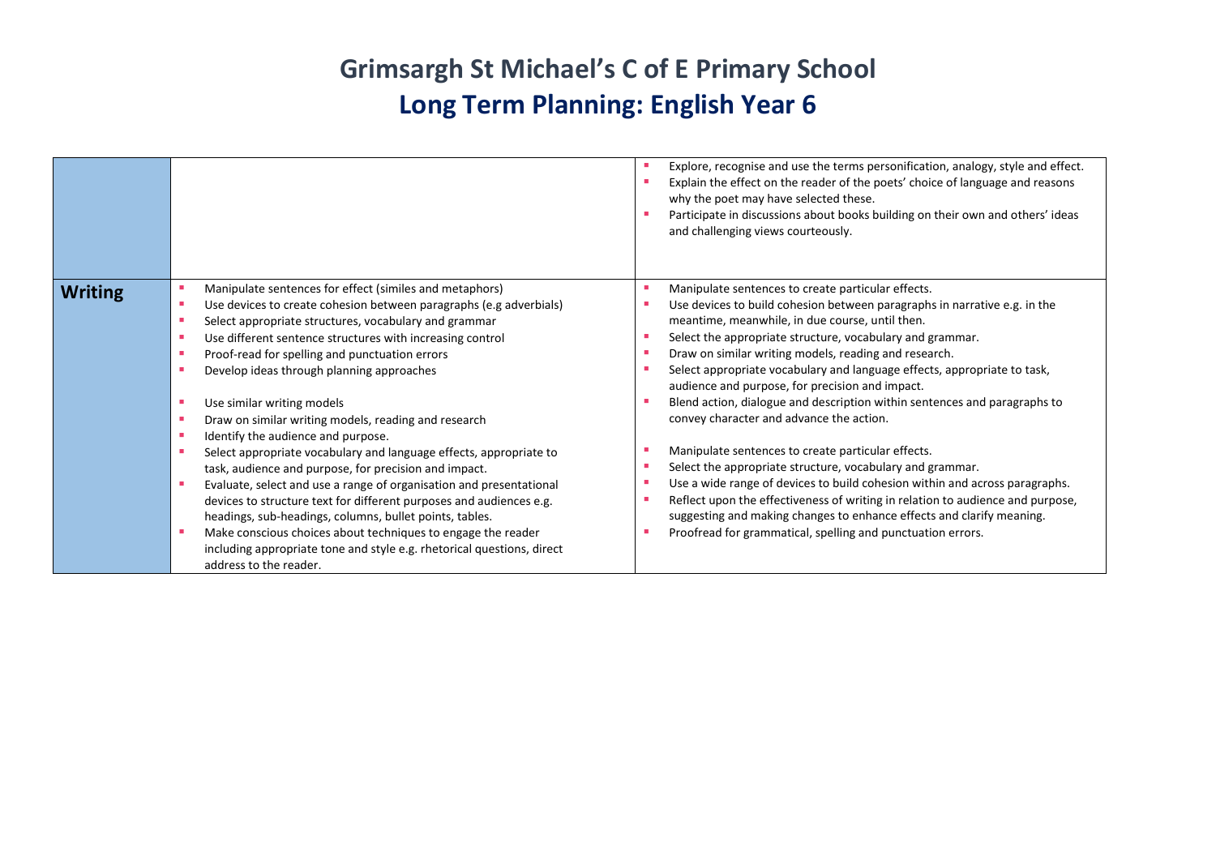# Grimsargh St Michael's C of E Primary School

## Long Term Planning: English Year 6

| | | |
|---|---|---|
| | | ▪ Explore, recognise and use the terms personification, analogy, style and effect.<br>▪ Explain the effect on the reader of the poets' choice of language and reasons why the poet may have selected these.<br>▪ Participate in discussions about books building on their own and others' ideas and challenging views courteously. |
| **Writing** | ▪ Manipulate sentences for effect (similes and metaphors)<br>▪ Use devices to create cohesion between paragraphs (e.g adverbials)<br>▪ Select appropriate structures, vocabulary and grammar<br>▪ Use different sentence structures with increasing control<br>▪ Proof-read for spelling and punctuation errors<br>▪ Develop ideas through planning approaches<br><br>▪ Use similar writing models<br>▪ Draw on similar writing models, reading and research<br>▪ Identify the audience and purpose.<br>▪ Select appropriate vocabulary and language effects, appropriate to task, audience and purpose, for precision and impact.<br>▪ Evaluate, select and use a range of organisation and presentational devices to structure text for different purposes and audiences e.g. headings, sub-headings, columns, bullet points, tables.<br>▪ Make conscious choices about techniques to engage the reader including appropriate tone and style e.g. rhetorical questions, direct address to the reader. | ▪ Manipulate sentences to create particular effects.<br>▪ Use devices to build cohesion between paragraphs in narrative e.g. in the meantime, meanwhile, in due course, until then.<br>▪ Select the appropriate structure, vocabulary and grammar.<br>▪ Draw on similar writing models, reading and research.<br>▪ Select appropriate vocabulary and language effects, appropriate to task, audience and purpose, for precision and impact.<br>▪ Blend action, dialogue and description within sentences and paragraphs to convey character and advance the action.<br><br>▪ Manipulate sentences to create particular effects.<br>▪ Select the appropriate structure, vocabulary and grammar.<br>▪ Use a wide range of devices to build cohesion within and across paragraphs.<br>▪ Reflect upon the effectiveness of writing in relation to audience and purpose, suggesting and making changes to enhance effects and clarify meaning.<br>▪ Proofread for grammatical, spelling and punctuation errors. |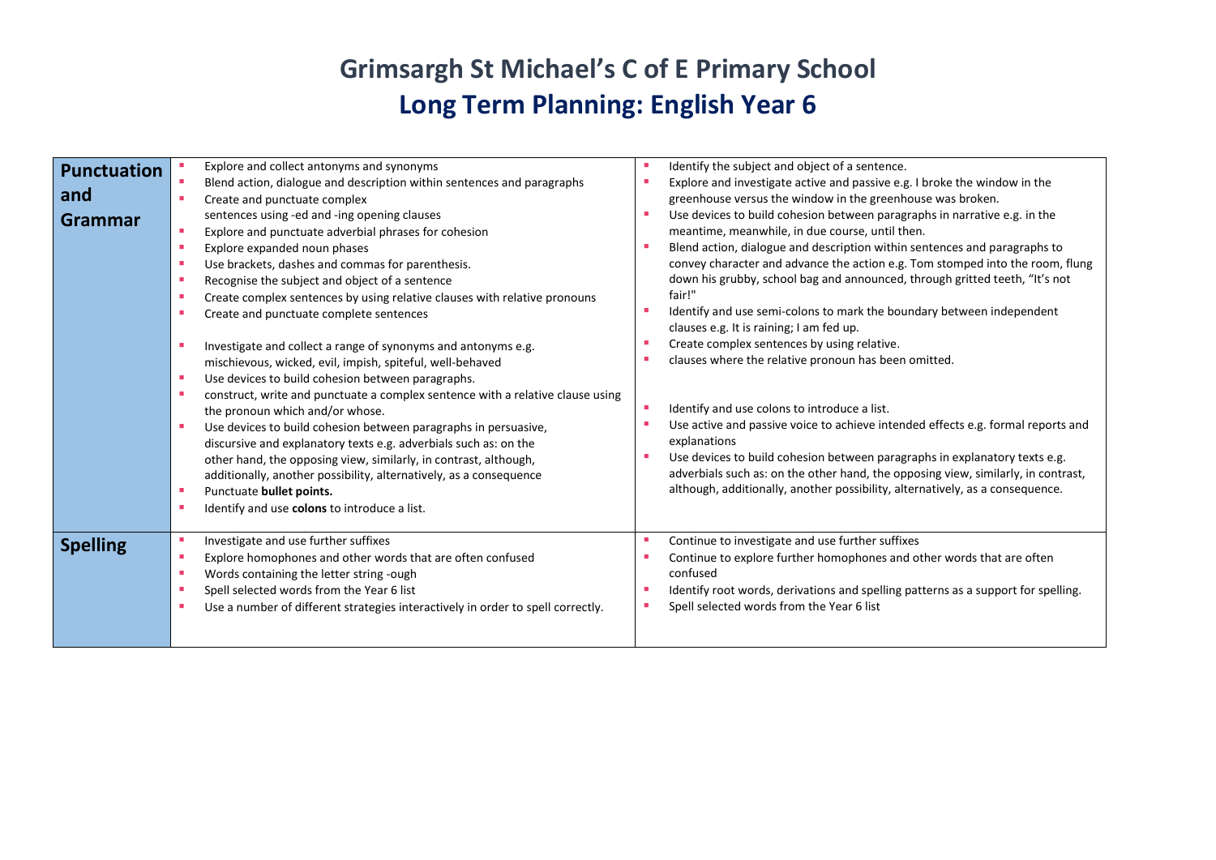# Grimsargh St Michael's C of E Primary School

## Long Term Planning: English Year 6

| | | |
|---|---|---|
| **Punctuation and Grammar** | ▪ Explore and collect antonyms and synonyms<br>▪ Blend action, dialogue and description within sentences and paragraphs<br>▪ Create and punctuate complex sentences using -ed and -ing opening clauses<br>▪ Explore and punctuate adverbial phrases for cohesion<br>▪ Explore expanded noun phases<br>▪ Use brackets, dashes and commas for parenthesis.<br>▪ Recognise the subject and object of a sentence<br>▪ Create complex sentences by using relative clauses with relative pronouns<br>▪ Create and punctuate complete sentences<br><br>▪ Investigate and collect a range of synonyms and antonyms e.g. mischievous, wicked, evil, impish, spiteful, well-behaved<br>▪ Use devices to build cohesion between paragraphs.<br>▪ construct, write and punctuate a complex sentence with a relative clause using the pronoun which and/or whose.<br>▪ Use devices to build cohesion between paragraphs in persuasive, discursive and explanatory texts e.g. adverbials such as: on the other hand, the opposing view, similarly, in contrast, although, additionally, another possibility, alternatively, as a consequence<br>▪ Punctuate **bullet points.**<br>▪ Identify and use **colons** to introduce a list. | ▪ Identify the subject and object of a sentence.<br>▪ Explore and investigate active and passive e.g. I broke the window in the greenhouse versus the window in the greenhouse was broken.<br>▪ Use devices to build cohesion between paragraphs in narrative e.g. in the meantime, meanwhile, in due course, until then.<br>▪ Blend action, dialogue and description within sentences and paragraphs to convey character and advance the action e.g. Tom stomped into the room, flung down his grubby, school bag and announced, through gritted teeth, "It's not fair!"<br>▪ Identify and use semi-colons to mark the boundary between independent clauses e.g. It is raining; I am fed up.<br>▪ Create complex sentences by using relative.<br>▪ clauses where the relative pronoun has been omitted.<br><br>▪ Identify and use colons to introduce a list.<br>▪ Use active and passive voice to achieve intended effects e.g. formal reports and explanations<br>▪ Use devices to build cohesion between paragraphs in explanatory texts e.g. adverbials such as: on the other hand, the opposing view, similarly, in contrast, although, additionally, another possibility, alternatively, as a consequence. |
| **Spelling** | ▪ Investigate and use further suffixes<br>▪ Explore homophones and other words that are often confused<br>▪ Words containing the letter string -ough<br>▪ Spell selected words from the Year 6 list<br>▪ Use a number of different strategies interactively in order to spell correctly. | ▪ Continue to investigate and use further suffixes<br>▪ Continue to explore further homophones and other words that are often confused<br>▪ Identify root words, derivations and spelling patterns as a support for spelling.<br>▪ Spell selected words from the Year 6 list |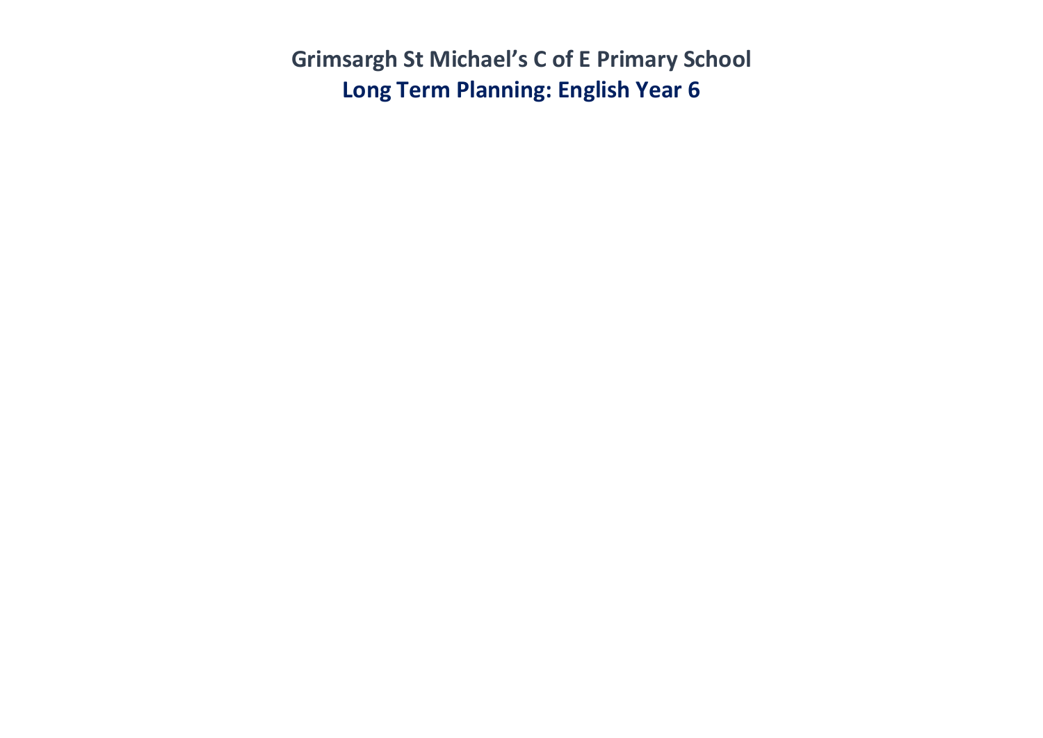# Grimsargh St Michael's C of E Primary School

## Long Term Planning: English Year 6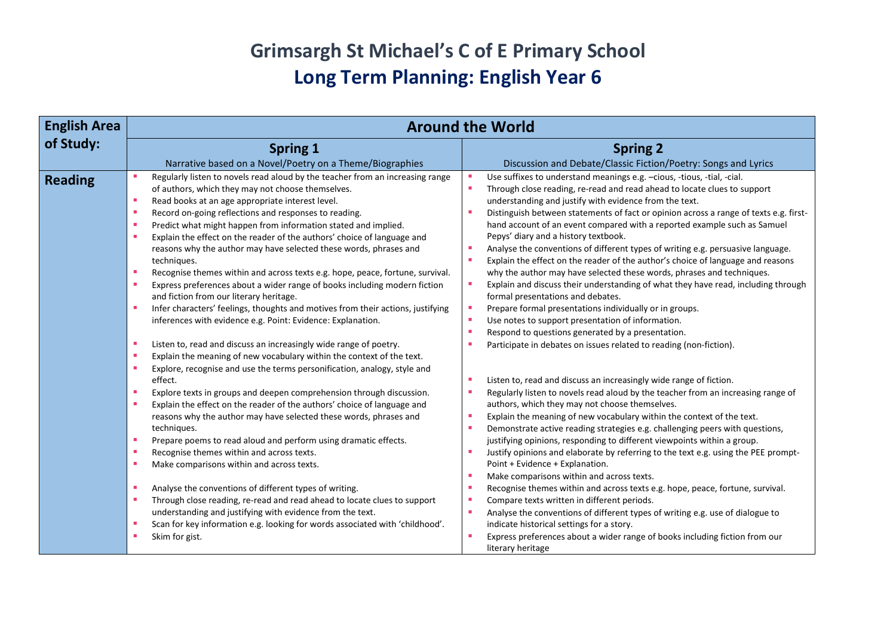# Grimsargh St Michael's C of E Primary School

## Long Term Planning: English Year 6

<table>
<tr>
<th rowspan="2">English Area of Study:</th>
<th colspan="2">Around the World</th>
</tr>
<tr>
<th>Spring 1<br>Narrative based on a Novel/Poetry on a Theme/Biographies</th>
<th>Spring 2<br>Discussion and Debate/Classic Fiction/Poetry: Songs and Lyrics</th>
</tr>
<tr>
<td><b>Reading</b></td>
<td>
<ul>
<li>Regularly listen to novels read aloud by the teacher from an increasing range of authors, which they may not choose themselves.</li>
<li>Read books at an age appropriate interest level.</li>
<li>Record on-going reflections and responses to reading.</li>
<li>Predict what might happen from information stated and implied.</li>
<li>Explain the effect on the reader of the authors' choice of language and reasons why the author may have selected these words, phrases and techniques.</li>
<li>Recognise themes within and across texts e.g. hope, peace, fortune, survival.</li>
<li>Express preferences about a wider range of books including modern fiction and fiction from our literary heritage.</li>
<li>Infer characters' feelings, thoughts and motives from their actions, justifying inferences with evidence e.g. Point: Evidence: Explanation.</li>
</ul>
<ul>
<li>Listen to, read and discuss an increasingly wide range of poetry.</li>
<li>Explain the meaning of new vocabulary within the context of the text.</li>
<li>Explore, recognise and use the terms personification, analogy, style and effect.</li>
<li>Explore texts in groups and deepen comprehension through discussion.</li>
<li>Explain the effect on the reader of the authors' choice of language and reasons why the author may have selected these words, phrases and techniques.</li>
<li>Prepare poems to read aloud and perform using dramatic effects.</li>
<li>Recognise themes within and across texts.</li>
<li>Make comparisons within and across texts.</li>
</ul>
<ul>
<li>Analyse the conventions of different types of writing.</li>
<li>Through close reading, re-read and read ahead to locate clues to support understanding and justifying with evidence from the text.</li>
<li>Scan for key information e.g. looking for words associated with 'childhood'.</li>
<li>Skim for gist.</li>
</ul>
</td>
<td>
<ul>
<li>Use suffixes to understand meanings e.g. –cious, -tious, -tial, -cial.</li>
<li>Through close reading, re-read and read ahead to locate clues to support understanding and justify with evidence from the text.</li>
<li>Distinguish between statements of fact or opinion across a range of texts e.g. first-hand account of an event compared with a reported example such as Samuel Pepys' diary and a history textbook.</li>
<li>Analyse the conventions of different types of writing e.g. persuasive language.</li>
<li>Explain the effect on the reader of the author's choice of language and reasons why the author may have selected these words, phrases and techniques.</li>
<li>Explain and discuss their understanding of what they have read, including through formal presentations and debates.</li>
<li>Prepare formal presentations individually or in groups.</li>
<li>Use notes to support presentation of information.</li>
<li>Respond to questions generated by a presentation.</li>
<li>Participate in debates on issues related to reading (non-fiction).</li>
</ul>
<ul>
<li>Listen to, read and discuss an increasingly wide range of fiction.</li>
<li>Regularly listen to novels read aloud by the teacher from an increasing range of authors, which they may not choose themselves.</li>
<li>Explain the meaning of new vocabulary within the context of the text.</li>
<li>Demonstrate active reading strategies e.g. challenging peers with questions, justifying opinions, responding to different viewpoints within a group.</li>
<li>Justify opinions and elaborate by referring to the text e.g. using the PEE prompt- Point + Evidence + Explanation.</li>
<li>Make comparisons within and across texts.</li>
<li>Recognise themes within and across texts e.g. hope, peace, fortune, survival.</li>
<li>Compare texts written in different periods.</li>
<li>Analyse the conventions of different types of writing e.g. use of dialogue to indicate historical settings for a story.</li>
<li>Express preferences about a wider range of books including fiction from our literary heritage</li>
</ul>
</td>
</tr>
</table>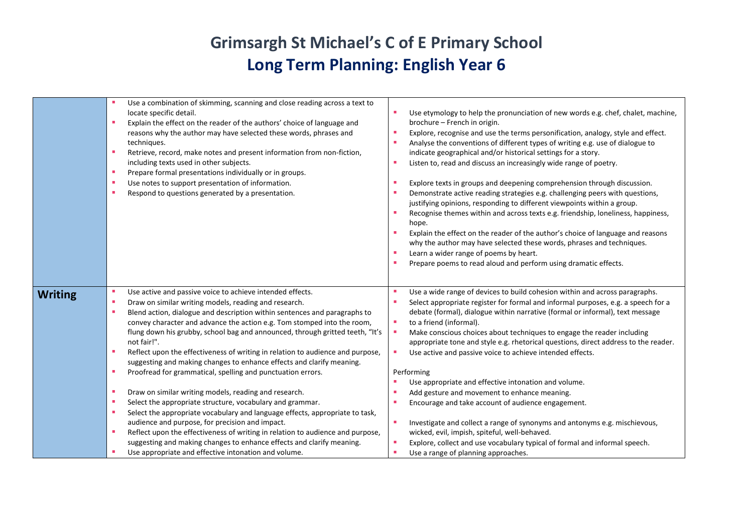# Grimsargh St Michael's C of E Primary School

## Long Term Planning: English Year 6

| | | |
|---|---|---|
| | ▪ Use a combination of skimming, scanning and close reading across a text to locate specific detail.<br>▪ Explain the effect on the reader of the authors' choice of language and reasons why the author may have selected these words, phrases and techniques.<br>▪ Retrieve, record, make notes and present information from non-fiction, including texts used in other subjects.<br>▪ Prepare formal presentations individually or in groups.<br>▪ Use notes to support presentation of information.<br>▪ Respond to questions generated by a presentation. | ▪ Use etymology to help the pronunciation of new words e.g. chef, chalet, machine, brochure – French in origin.<br>▪ Explore, recognise and use the terms personification, analogy, style and effect.<br>▪ Analyse the conventions of different types of writing e.g. use of dialogue to indicate geographical and/or historical settings for a story.<br>▪ Listen to, read and discuss an increasingly wide range of poetry.<br><br>▪ Explore texts in groups and deepening comprehension through discussion.<br>▪ Demonstrate active reading strategies e.g. challenging peers with questions, justifying opinions, responding to different viewpoints within a group.<br>▪ Recognise themes within and across texts e.g. friendship, loneliness, happiness, hope.<br>▪ Explain the effect on the reader of the author's choice of language and reasons why the author may have selected these words, phrases and techniques.<br>▪ Learn a wider range of poems by heart.<br>▪ Prepare poems to read aloud and perform using dramatic effects. |
| **Writing** | ▪ Use active and passive voice to achieve intended effects.<br>▪ Draw on similar writing models, reading and research.<br>▪ Blend action, dialogue and description within sentences and paragraphs to convey character and advance the action e.g. Tom stomped into the room, flung down his grubby, school bag and announced, through gritted teeth, "It's not fair!".<br>▪ Reflect upon the effectiveness of writing in relation to audience and purpose, suggesting and making changes to enhance effects and clarify meaning.<br>▪ Proofread for grammatical, spelling and punctuation errors.<br><br>▪ Draw on similar writing models, reading and research.<br>▪ Select the appropriate structure, vocabulary and grammar.<br>▪ Select the appropriate vocabulary and language effects, appropriate to task, audience and purpose, for precision and impact.<br>▪ Reflect upon the effectiveness of writing in relation to audience and purpose, suggesting and making changes to enhance effects and clarify meaning.<br>▪ Use appropriate and effective intonation and volume. | ▪ Use a wide range of devices to build cohesion within and across paragraphs.<br>▪ Select appropriate register for formal and informal purposes, e.g. a speech for a debate (formal), dialogue within narrative (formal or informal), text message<br>▪ to a friend (informal).<br>▪ Make conscious choices about techniques to engage the reader including appropriate tone and style e.g. rhetorical questions, direct address to the reader.<br>▪ Use active and passive voice to achieve intended effects.<br><br>Performing<br>▪ Use appropriate and effective intonation and volume.<br>▪ Add gesture and movement to enhance meaning.<br>▪ Encourage and take account of audience engagement.<br><br>▪ Investigate and collect a range of synonyms and antonyms e.g. mischievous, wicked, evil, impish, spiteful, well-behaved.<br>▪ Explore, collect and use vocabulary typical of formal and informal speech.<br>▪ Use a range of planning approaches. |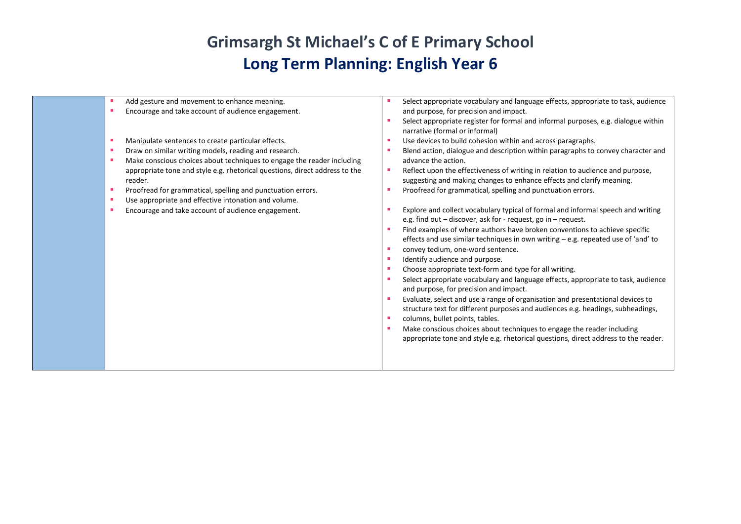# Grimsargh St Michael's C of E Primary School

## Long Term Planning: English Year 6

| | | |
|---|---|---|
| | ▪ Add gesture and movement to enhance meaning.<br>▪ Encourage and take account of audience engagement.<br><br>▪ Manipulate sentences to create particular effects.<br>▪ Draw on similar writing models, reading and research.<br>▪ Make conscious choices about techniques to engage the reader including appropriate tone and style e.g. rhetorical questions, direct address to the reader.<br>▪ Proofread for grammatical, spelling and punctuation errors.<br>▪ Use appropriate and effective intonation and volume.<br>▪ Encourage and take account of audience engagement. | ▪ Select appropriate vocabulary and language effects, appropriate to task, audience and purpose, for precision and impact.<br>▪ Select appropriate register for formal and informal purposes, e.g. dialogue within narrative (formal or informal)<br>▪ Use devices to build cohesion within and across paragraphs.<br>▪ Blend action, dialogue and description within paragraphs to convey character and advance the action.<br>▪ Reflect upon the effectiveness of writing in relation to audience and purpose, suggesting and making changes to enhance effects and clarify meaning.<br>▪ Proofread for grammatical, spelling and punctuation errors.<br><br>▪ Explore and collect vocabulary typical of formal and informal speech and writing e.g. find out – discover, ask for - request, go in – request.<br>▪ Find examples of where authors have broken conventions to achieve specific effects and use similar techniques in own writing – e.g. repeated use of 'and' to<br>▪ convey tedium, one-word sentence.<br>▪ Identify audience and purpose.<br>▪ Choose appropriate text-form and type for all writing.<br>▪ Select appropriate vocabulary and language effects, appropriate to task, audience and purpose, for precision and impact.<br>▪ Evaluate, select and use a range of organisation and presentational devices to structure text for different purposes and audiences e.g. headings, subheadings,<br>▪ columns, bullet points, tables.<br>▪ Make conscious choices about techniques to engage the reader including appropriate tone and style e.g. rhetorical questions, direct address to the reader. |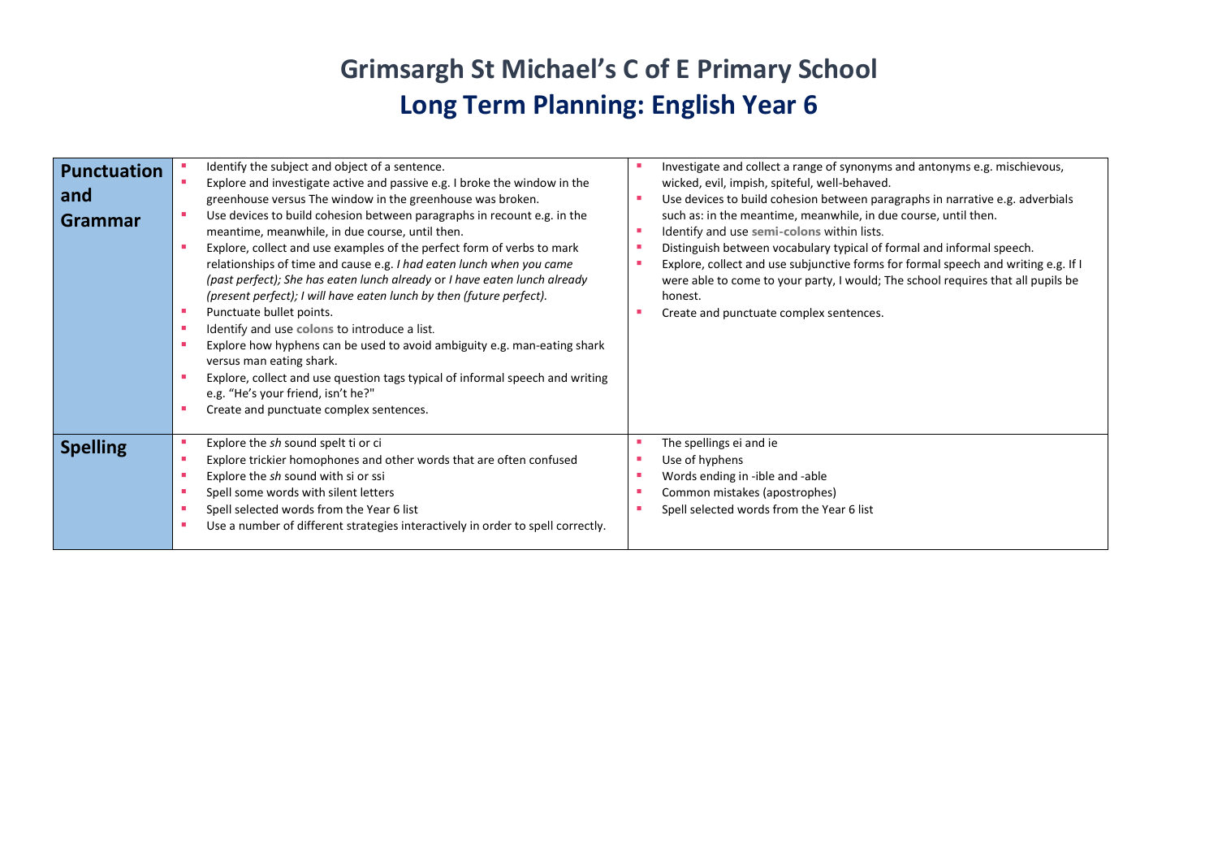# Grimsargh St Michael's C of E Primary School

## Long Term Planning: English Year 6

| | | |
|---|---|---|
| **Punctuation and Grammar** | ▪ Identify the subject and object of a sentence.<br>▪ Explore and investigate active and passive e.g. I broke the window in the greenhouse versus The window in the greenhouse was broken.<br>▪ Use devices to build cohesion between paragraphs in recount e.g. in the meantime, meanwhile, in due course, until then.<br>▪ Explore, collect and use examples of the perfect form of verbs to mark relationships of time and cause e.g. *I had eaten lunch when you came (past perfect); She has eaten lunch already* or *I have eaten lunch already (present perfect); I will have eaten lunch by then (future perfect).*<br>▪ Punctuate bullet points.<br>▪ Identify and use **colons** to introduce a list.<br>▪ Explore how hyphens can be used to avoid ambiguity e.g. man-eating shark versus man eating shark.<br>▪ Explore, collect and use question tags typical of informal speech and writing e.g. "He's your friend, isn't he?"<br>▪ Create and punctuate complex sentences. | ▪ Investigate and collect a range of synonyms and antonyms e.g. mischievous, wicked, evil, impish, spiteful, well-behaved.<br>▪ Use devices to build cohesion between paragraphs in narrative e.g. adverbials such as: in the meantime, meanwhile, in due course, until then.<br>▪ Identify and use **semi-colons** within lists.<br>▪ Distinguish between vocabulary typical of formal and informal speech.<br>▪ Explore, collect and use subjunctive forms for formal speech and writing e.g. If I were able to come to your party, I would; The school requires that all pupils be honest.<br>▪ Create and punctuate complex sentences. |
| **Spelling** | ▪ Explore the *sh* sound spelt ti or ci<br>▪ Explore trickier homophones and other words that are often confused<br>▪ Explore the *sh* sound with si or ssi<br>▪ Spell some words with silent letters<br>▪ Spell selected words from the Year 6 list<br>▪ Use a number of different strategies interactively in order to spell correctly. | ▪ The spellings ei and ie<br>▪ Use of hyphens<br>▪ Words ending in -ible and -able<br>▪ Common mistakes (apostrophes)<br>▪ Spell selected words from the Year 6 list |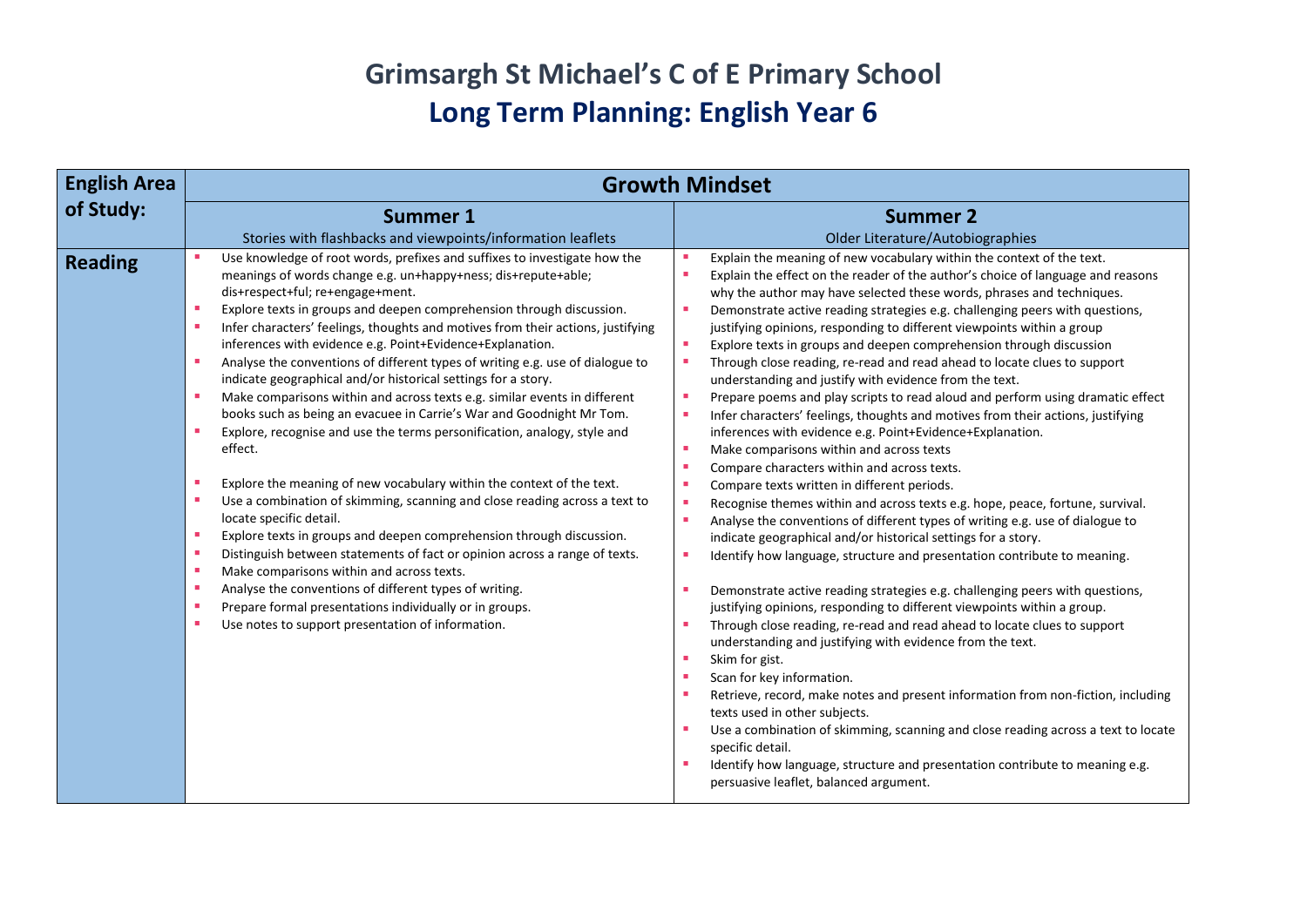# Grimsargh St Michael's C of E Primary School

## Long Term Planning: English Year 6

| English Area of Study: | Growth Mindset | |
|---|---|---|
| | **Summer 1**<br>Stories with flashbacks and viewpoints/information leaflets | **Summer 2**<br>Older Literature/Autobiographies |
| **Reading** | ▪ Use knowledge of root words, prefixes and suffixes to investigate how the meanings of words change e.g. un+happy+ness; dis+repute+able; dis+respect+ful; re+engage+ment.<br>▪ Explore texts in groups and deepen comprehension through discussion.<br>▪ Infer characters' feelings, thoughts and motives from their actions, justifying inferences with evidence e.g. Point+Evidence+Explanation.<br>▪ Analyse the conventions of different types of writing e.g. use of dialogue to indicate geographical and/or historical settings for a story.<br>▪ Make comparisons within and across texts e.g. similar events in different books such as being an evacuee in Carrie's War and Goodnight Mr Tom.<br>▪ Explore, recognise and use the terms personification, analogy, style and effect.<br><br>▪ Explore the meaning of new vocabulary within the context of the text.<br>▪ Use a combination of skimming, scanning and close reading across a text to locate specific detail.<br>▪ Explore texts in groups and deepen comprehension through discussion.<br>▪ Distinguish between statements of fact or opinion across a range of texts.<br>▪ Make comparisons within and across texts.<br>▪ Analyse the conventions of different types of writing.<br>▪ Prepare formal presentations individually or in groups.<br>▪ Use notes to support presentation of information. | ▪ Explain the meaning of new vocabulary within the context of the text.<br>▪ Explain the effect on the reader of the author's choice of language and reasons why the author may have selected these words, phrases and techniques.<br>▪ Demonstrate active reading strategies e.g. challenging peers with questions, justifying opinions, responding to different viewpoints within a group<br>▪ Explore texts in groups and deepen comprehension through discussion<br>▪ Through close reading, re-read and read ahead to locate clues to support understanding and justify with evidence from the text.<br>▪ Prepare poems and play scripts to read aloud and perform using dramatic effect<br>▪ Infer characters' feelings, thoughts and motives from their actions, justifying inferences with evidence e.g. Point+Evidence+Explanation.<br>▪ Make comparisons within and across texts<br>▪ Compare characters within and across texts.<br>▪ Compare texts written in different periods.<br>▪ Recognise themes within and across texts e.g. hope, peace, fortune, survival.<br>▪ Analyse the conventions of different types of writing e.g. use of dialogue to indicate geographical and/or historical settings for a story.<br>▪ Identify how language, structure and presentation contribute to meaning.<br><br>▪ Demonstrate active reading strategies e.g. challenging peers with questions, justifying opinions, responding to different viewpoints within a group.<br>▪ Through close reading, re-read and read ahead to locate clues to support understanding and justifying with evidence from the text.<br>▪ Skim for gist.<br>▪ Scan for key information.<br>▪ Retrieve, record, make notes and present information from non-fiction, including texts used in other subjects.<br>▪ Use a combination of skimming, scanning and close reading across a text to locate specific detail.<br>▪ Identify how language, structure and presentation contribute to meaning e.g. persuasive leaflet, balanced argument. |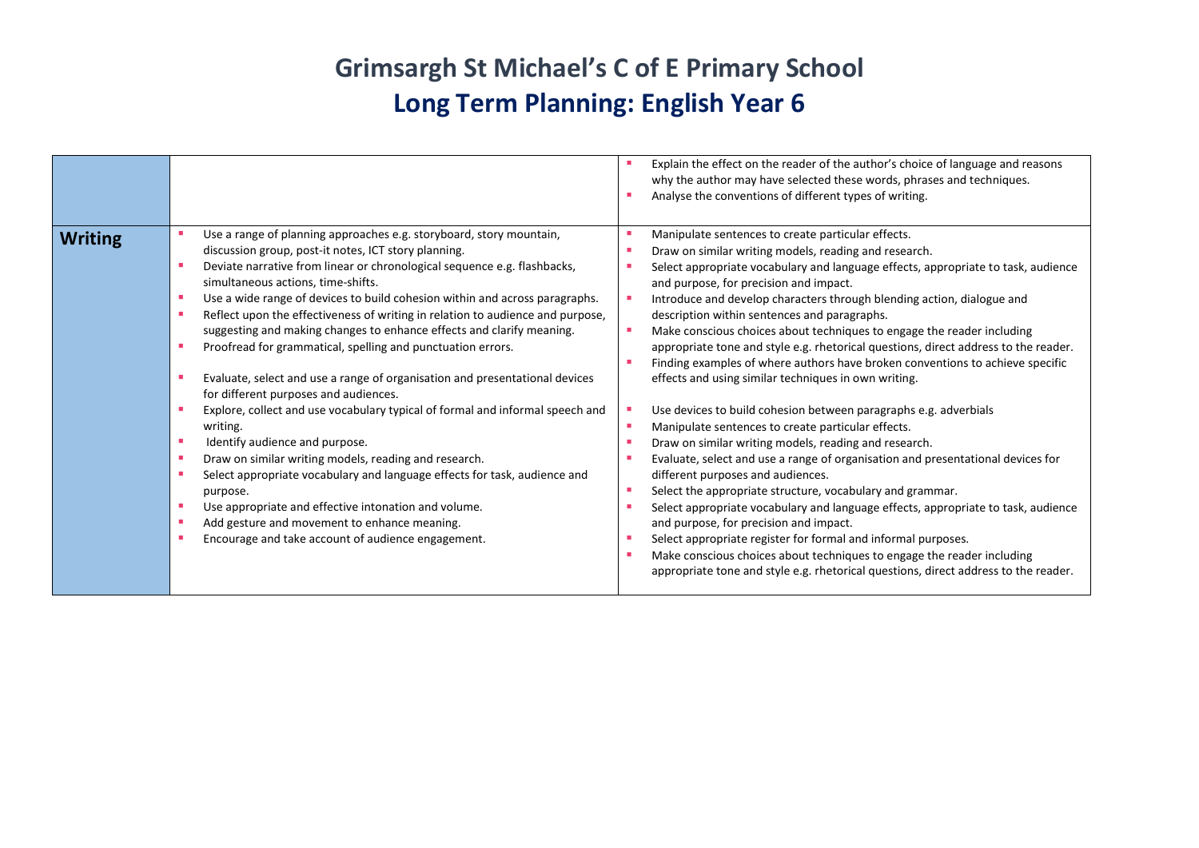# Grimsargh St Michael's C of E Primary School

## Long Term Planning: English Year 6

| | | |
|---|---|---|
| | | ▪ Explain the effect on the reader of the author's choice of language and reasons why the author may have selected these words, phrases and techniques.<br>▪ Analyse the conventions of different types of writing. |
| **Writing** | ▪ Use a range of planning approaches e.g. storyboard, story mountain, discussion group, post-it notes, ICT story planning.<br>▪ Deviate narrative from linear or chronological sequence e.g. flashbacks, simultaneous actions, time-shifts.<br>▪ Use a wide range of devices to build cohesion within and across paragraphs.<br>▪ Reflect upon the effectiveness of writing in relation to audience and purpose, suggesting and making changes to enhance effects and clarify meaning.<br>▪ Proofread for grammatical, spelling and punctuation errors.<br><br>▪ Evaluate, select and use a range of organisation and presentational devices for different purposes and audiences.<br>▪ Explore, collect and use vocabulary typical of formal and informal speech and writing.<br>▪ Identify audience and purpose.<br>▪ Draw on similar writing models, reading and research.<br>▪ Select appropriate vocabulary and language effects for task, audience and purpose.<br>▪ Use appropriate and effective intonation and volume.<br>▪ Add gesture and movement to enhance meaning.<br>▪ Encourage and take account of audience engagement. | ▪ Manipulate sentences to create particular effects.<br>▪ Draw on similar writing models, reading and research.<br>▪ Select appropriate vocabulary and language effects, appropriate to task, audience and purpose, for precision and impact.<br>▪ Introduce and develop characters through blending action, dialogue and description within sentences and paragraphs.<br>▪ Make conscious choices about techniques to engage the reader including appropriate tone and style e.g. rhetorical questions, direct address to the reader.<br>▪ Finding examples of where authors have broken conventions to achieve specific effects and using similar techniques in own writing.<br><br>▪ Use devices to build cohesion between paragraphs e.g. adverbials<br>▪ Manipulate sentences to create particular effects.<br>▪ Draw on similar writing models, reading and research.<br>▪ Evaluate, select and use a range of organisation and presentational devices for different purposes and audiences.<br>▪ Select the appropriate structure, vocabulary and grammar.<br>▪ Select appropriate vocabulary and language effects, appropriate to task, audience and purpose, for precision and impact.<br>▪ Select appropriate register for formal and informal purposes.<br>▪ Make conscious choices about techniques to engage the reader including appropriate tone and style e.g. rhetorical questions, direct address to the reader. |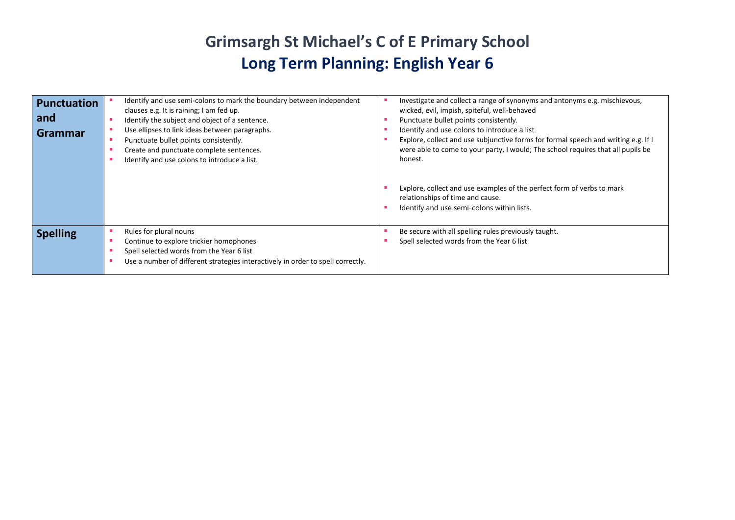# Grimsargh St Michael's C of E Primary School

## Long Term Planning: English Year 6

| | | |
|---|---|---|
| **Punctuation and Grammar** | - Identify and use semi-colons to mark the boundary between independent clauses e.g. It is raining; I am fed up.<br>- Identify the subject and object of a sentence.<br>- Use ellipses to link ideas between paragraphs.<br>- Punctuate bullet points consistently.<br>- Create and punctuate complete sentences.<br>- Identify and use colons to introduce a list. | - Investigate and collect a range of synonyms and antonyms e.g. mischievous, wicked, evil, impish, spiteful, well-behaved<br>- Punctuate bullet points consistently.<br>- Identify and use colons to introduce a list.<br>- Explore, collect and use subjunctive forms for formal speech and writing e.g. If I were able to come to your party, I would; The school requires that all pupils be honest.<br>- Explore, collect and use examples of the perfect form of verbs to mark relationships of time and cause.<br>- Identify and use semi-colons within lists. |
| **Spelling** | - Rules for plural nouns<br>- Continue to explore trickier homophones<br>- Spell selected words from the Year 6 list<br>- Use a number of different strategies interactively in order to spell correctly. | - Be secure with all spelling rules previously taught.<br>- Spell selected words from the Year 6 list |